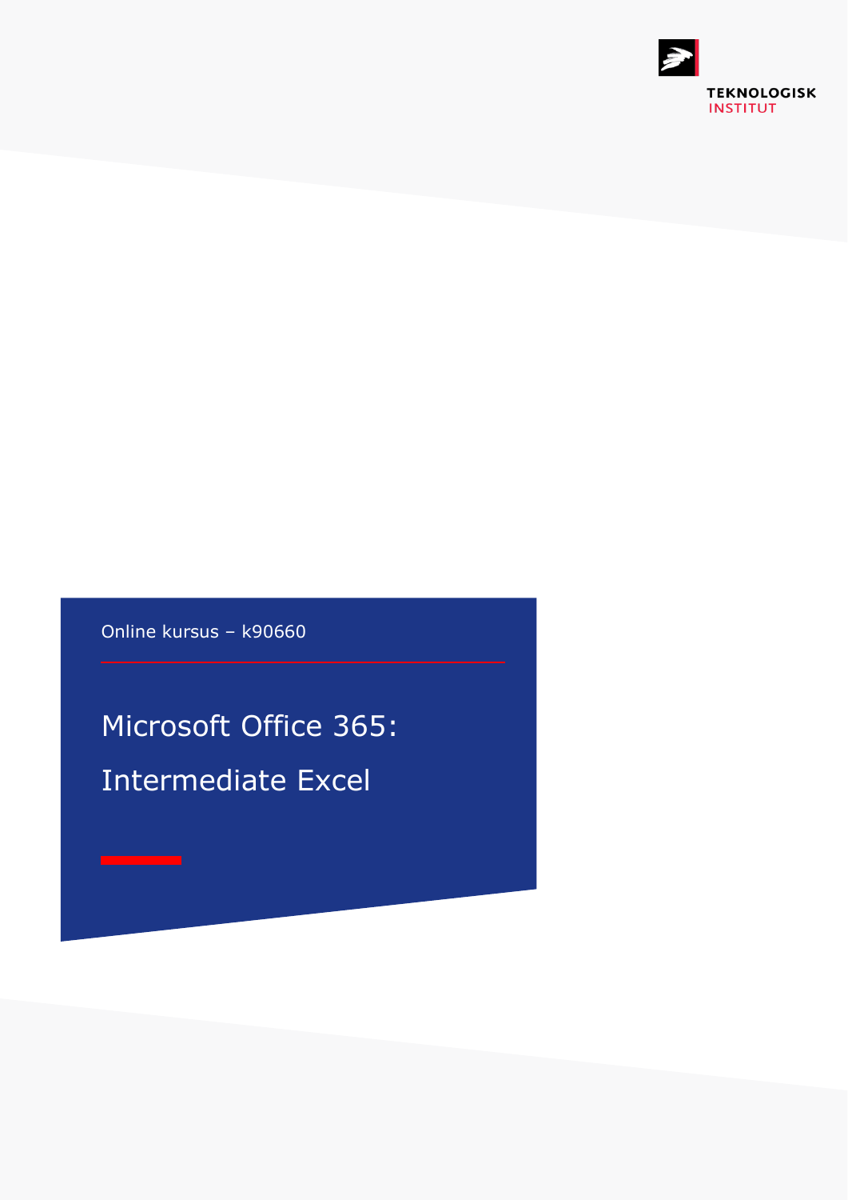TEKNOLOGISK INSTITUT

Online kursus – k90660

# Microsoft Office 365: Intermediate Excel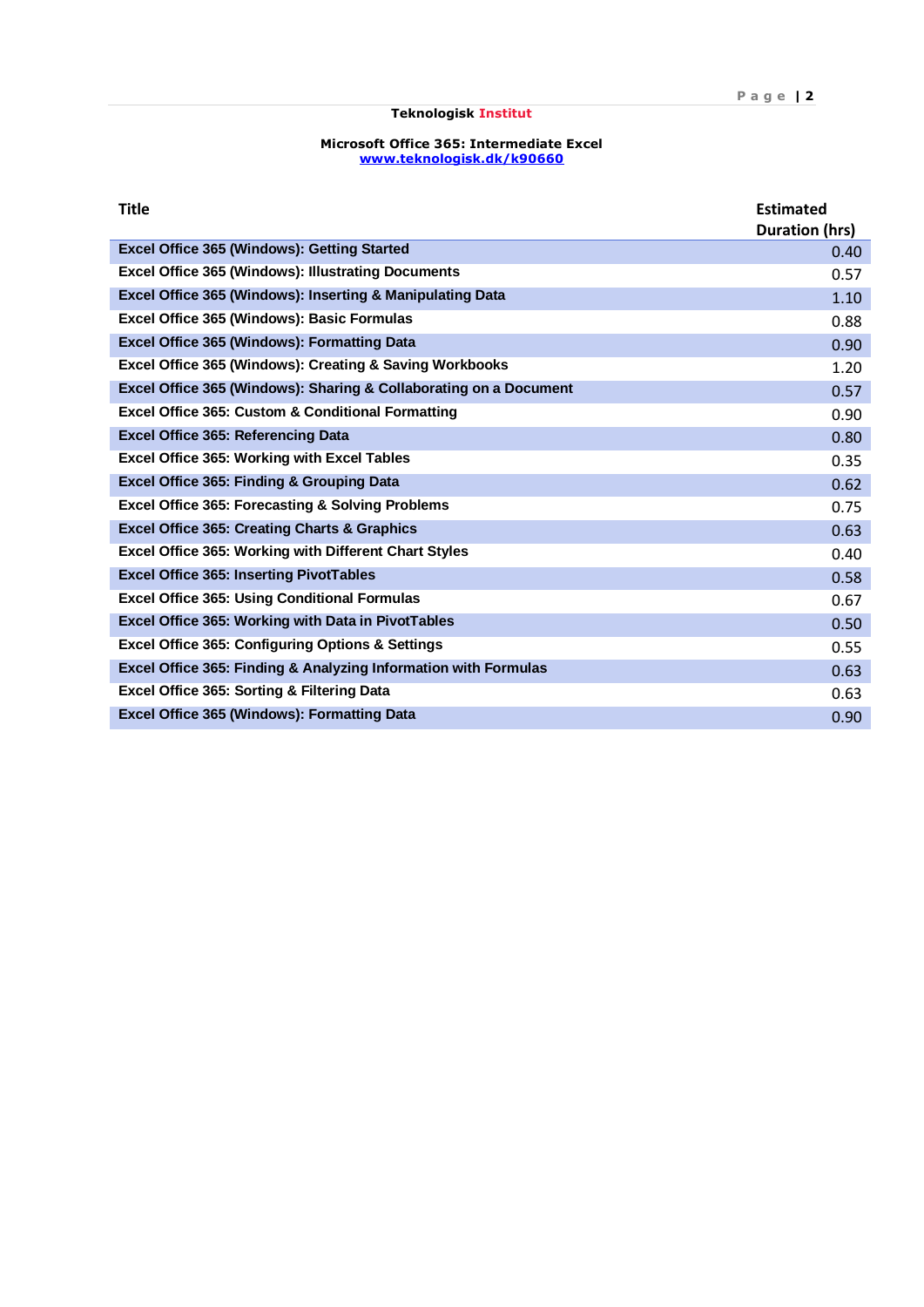**Teknologisk Institut**

**Microsoft Office 365: Intermediate Excel**
**www.teknologisk.dk/k90660**

| Title | Estimated Duration (hrs) |
|---|---|
| Excel Office 365 (Windows): Getting Started | 0.40 |
| Excel Office 365 (Windows): Illustrating Documents | 0.57 |
| Excel Office 365 (Windows): Inserting & Manipulating Data | 1.10 |
| Excel Office 365 (Windows): Basic Formulas | 0.88 |
| Excel Office 365 (Windows): Formatting Data | 0.90 |
| Excel Office 365 (Windows): Creating & Saving Workbooks | 1.20 |
| Excel Office 365 (Windows): Sharing & Collaborating on a Document | 0.57 |
| Excel Office 365: Custom & Conditional Formatting | 0.90 |
| Excel Office 365: Referencing Data | 0.80 |
| Excel Office 365: Working with Excel Tables | 0.35 |
| Excel Office 365: Finding & Grouping Data | 0.62 |
| Excel Office 365: Forecasting & Solving Problems | 0.75 |
| Excel Office 365: Creating Charts & Graphics | 0.63 |
| Excel Office 365: Working with Different Chart Styles | 0.40 |
| Excel Office 365: Inserting PivotTables | 0.58 |
| Excel Office 365: Using Conditional Formulas | 0.67 |
| Excel Office 365: Working with Data in PivotTables | 0.50 |
| Excel Office 365: Configuring Options & Settings | 0.55 |
| Excel Office 365: Finding & Analyzing Information with Formulas | 0.63 |
| Excel Office 365: Sorting & Filtering Data | 0.63 |
| Excel Office 365 (Windows): Formatting Data | 0.90 |